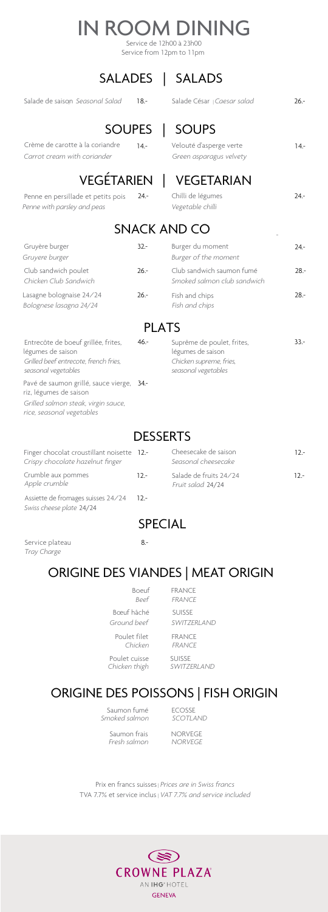# IN ROOM DINING

Service de 12h00 à 23h00
Service from 12pm to 11pm

## SALADES | SALADS

Salade de saison *Seasonal Salad* 18.-

Salade César | *Caesar salad* 26.-

## SOUPES | SOUPS

Crème de carotte à la coriandre 14.-
*Carrot cream with coriander*

Velouté d'asperge verte 14.-
*Green asparagus velvety*

## VEGÉTARIEN | VEGETARIAN

Penne en persillade et petits pois 24.-
*Penne with parsley and peas*

Chilli de légumes 24.-
*Vegetable chilli*

## SNACK AND CO

Gruyère burger 32.-
*Gruyere burger*

Club sandwich poulet 26.-
*Chicken Club Sandwich*

Lasagne bolognaise 24/24 26.-
*Bolognese lasagna 24/24*

Burger du moment 24.-
*Burger of the moment*

Club sandwich saumon fumé 28.-
*Smoked salmon club sandwich*

Fish and chips 28.-
*Fish and chips*

## PLATS

Entrecôte de boeuf grillée, frites, légumes de saison 46.-
*Grilled beef entrecote, french fries, seasonal vegetables*

Pavé de saumon grillé, sauce vierge, riz, légumes de saison 34.-
*Grilled salmon steak, virgin sauce, rice, seasonal vegetables*

Suprême de poulet, frites, légumes de saison 33.-
*Chicken supreme, fries, seasonal vegetables*

## DESSERTS

Finger chocolat croustillant noisette 12.-
*Crispy chocolate hazelnut finger*

Crumble aux pommes 12.-
*Apple crumble*

Assiette de fromages suisses 24/24 12.-
*Swiss cheese plate 24/24*

Cheesecake de saison 12.-
*Seasonal cheesecake*

Salade de fruits 24/24 12.-
*Fruit salad 24/24*

## SPECIAL

Service plateau 8.-
*Tray Charge*

## ORIGINE DES VIANDES | MEAT ORIGIN

| | |
|---|---|
| Boeuf *Beef* | FRANCE *FRANCE* |
| Bœuf hâché *Ground beef* | SUISSE *SWITZERLAND* |
| Poulet filet *Chicken* | FRANCE *FRANCE* |
| Poulet cuisse *Chicken thigh* | SUISSE *SWITZERLAND* |

## ORIGINE DES POISSONS | FISH ORIGIN

| | |
|---|---|
| Saumon fumé *Smoked salmon* | ECOSSE *SCOTLAND* |
| Saumon frais *Fresh salmon* | NORVEGE *NORVEGE* |

Prix en francs suisses | *Prices are in Swiss francs*
TVA 7.7% et service inclus | *VAT 7.7% and service included*

CROWNE PLAZA
AN IHG HOTEL
GENEVA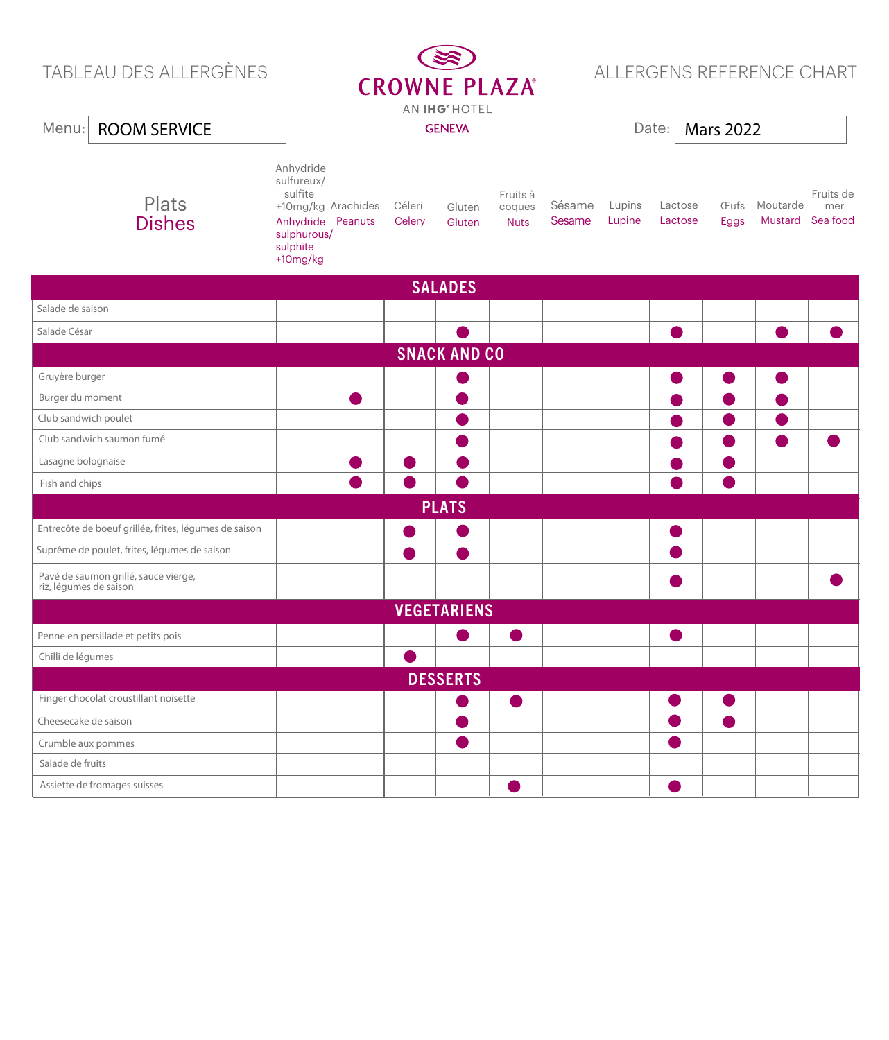TABLEAU DES ALLERGÈNES

CROWNE PLAZA
AN IHG® HOTEL
GENEVA

ALLERGENS REFERENCE CHART

Menu: ROOM SERVICE

Date: Mars 2022

| Plats / Dishes | Anhydride sulfureux/ sulfite +10mg/kg / Anhydride sulphurous/ sulphite +10mg/kg | Arachides / Peanuts | Céleri / Celery | Gluten / Gluten | Fruits à coques / Nuts | Sésame / Sesame | Lupins / Lupine | Lactose / Lactose | Œufs / Eggs | Moutarde / Mustard | Fruits de mer / Sea food |
|---|---|---|---|---|---|---|---|---|---|---|---|
| **SALADES** | | | | | | | | | | | |
| Salade de saison | | | | | | | | | | | |
| Salade César | | | | ● | | | | ● | | ● | ● |
| **SNACK AND CO** | | | | | | | | | | | |
| Gruyère burger | | | | ● | | | | ● | ● | ● | |
| Burger du moment | | ● | | ● | | | | ● | ● | ● | |
| Club sandwich poulet | | | | ● | | | | ● | ● | ● | |
| Club sandwich saumon fumé | | | | ● | | | | ● | ● | ● | ● |
| Lasagne bolognaise | | ● | ● | ● | | | | ● | ● | | |
| Fish and chips | | ● | ● | ● | | | | ● | ● | | |
| **PLATS** | | | | | | | | | | | |
| Entrecôte de boeuf grillée, frites, légumes de saison | | | ● | ● | | | | ● | | | |
| Suprême de poulet, frites, légumes de saison | | | ● | ● | | | | ● | | | |
| Pavé de saumon grillé, sauce vierge, riz, légumes de saison | | | | | | | | ● | | | ● |
| **VEGETARIENS** | | | | | | | | | | | |
| Penne en persillade et petits pois | | | | ● | ● | | | ● | | | |
| Chilli de légumes | | | ● | | | | | | | | |
| **DESSERTS** | | | | | | | | | | | |
| Finger chocolat croustillant noisette | | | | ● | ● | | | ● | ● | | |
| Cheesecake de saison | | | | ● | | | | ● | ● | | |
| Crumble aux pommes | | | | ● | | | | ● | | | |
| Salade de fruits | | | | | | | | | | | |
| Assiette de fromages suisses | | | | | ● | | | ● | | | |